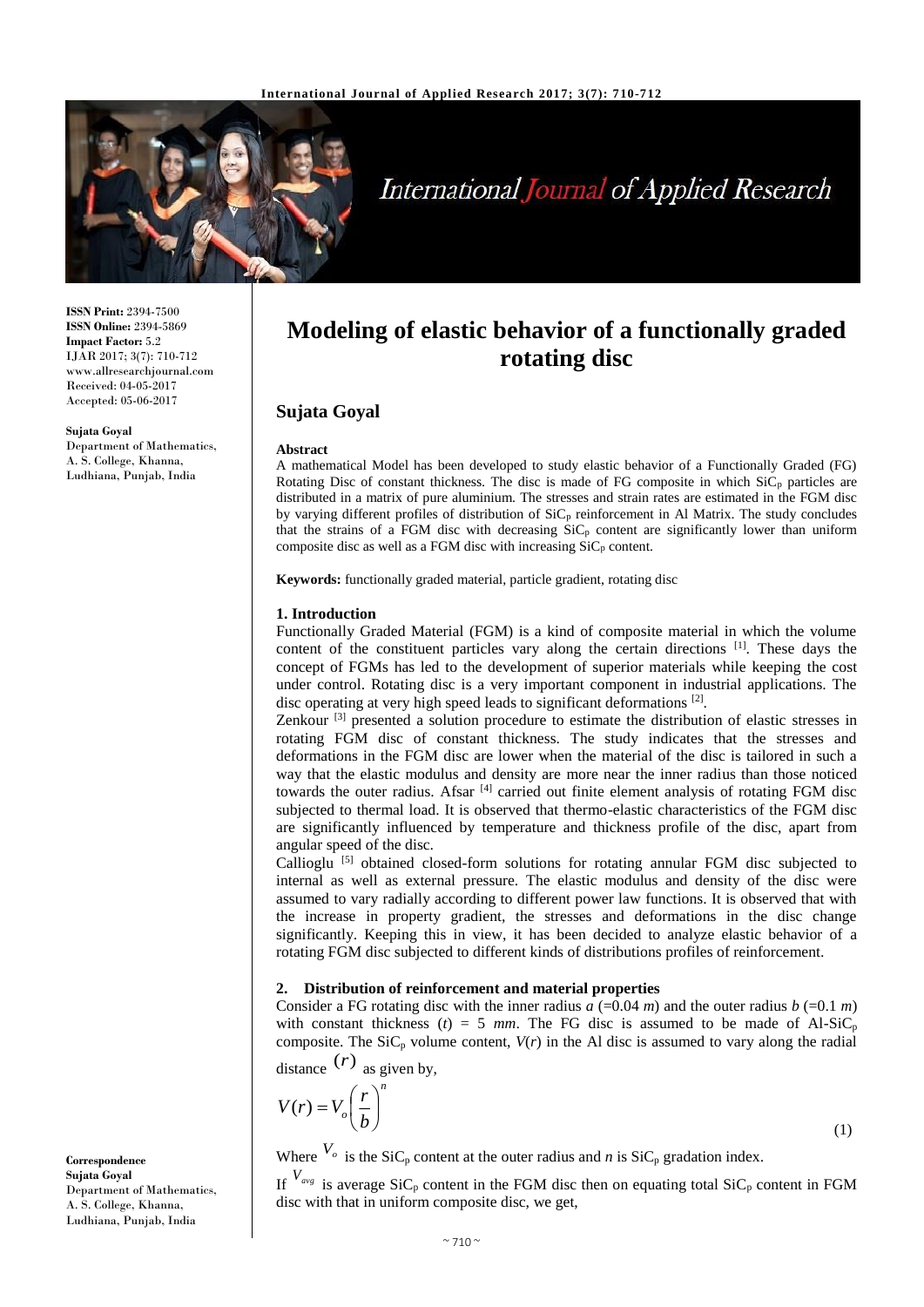ISSN Print: 2394-7500
ISSN Online: 2394-5869
Impact Factor: 5.2
IJAR 2017; 3(7): 710-712
www.allresearchjournal.com
Received: 04-05-2017
Accepted: 05-06-2017

**Sujata Goyal**
Department of Mathematics, A. S. College, Khanna, Ludhiana, Punjab, India

**Correspondence**
**Sujata Goyal**
Department of Mathematics, A. S. College, Khanna, Ludhiana, Punjab, India

# Modeling of elastic behavior of a functionally graded rotating disc

**Sujata Goyal**

**Abstract**

A mathematical Model has been developed to study elastic behavior of a Functionally Graded (FG) Rotating Disc of constant thickness. The disc is made of FG composite in which $SiC_p$ particles are distributed in a matrix of pure aluminium. The stresses and strain rates are estimated in the FGM disc by varying different profiles of distribution of $SiC_p$ reinforcement in Al Matrix. The study concludes that the strains of a FGM disc with decreasing $SiC_p$ content are significantly lower than uniform composite disc as well as a FGM disc with increasing $SiC_p$ content.

**Keywords:** functionally graded material, particle gradient, rotating disc

## 1. Introduction

Functionally Graded Material (FGM) is a kind of composite material in which the volume content of the constituent particles vary along the certain directions [1]. These days the concept of FGMs has led to the development of superior materials while keeping the cost under control. Rotating disc is a very important component in industrial applications. The disc operating at very high speed leads to significant deformations [2].

Zenkour [3] presented a solution procedure to estimate the distribution of elastic stresses in rotating FGM disc of constant thickness. The study indicates that the stresses and deformations in the FGM disc are lower when the material of the disc is tailored in such a way that the elastic modulus and density are more near the inner radius than those noticed towards the outer radius. Afsar [4] carried out finite element analysis of rotating FGM disc subjected to thermal load. It is observed that thermo-elastic characteristics of the FGM disc are significantly influenced by temperature and thickness profile of the disc, apart from angular speed of the disc.

Callioglu [5] obtained closed-form solutions for rotating annular FGM disc subjected to internal as well as external pressure. The elastic modulus and density of the disc were assumed to vary radially according to different power law functions. It is observed that with the increase in property gradient, the stresses and deformations in the disc change significantly. Keeping this in view, it has been decided to analyze elastic behavior of a rotating FGM disc subjected to different kinds of distributions profiles of reinforcement.

## 2. Distribution of reinforcement and material properties

Consider a FG rotating disc with the inner radius $a$ (=0.04 $m$) and the outer radius $b$ (=0.1 $m$) with constant thickness ($t$) = 5 $mm$. The FG disc is assumed to be made of Al-$SiC_p$ composite. The $SiC_p$ volume content, $V(r)$ in the Al disc is assumed to vary along the radial distance $(r)$ as given by,

$$V(r) = V_o \left( \frac{r}{b} \right)^n \tag{1}$$

Where $V_o$ is the $SiC_p$ content at the outer radius and $n$ is $SiC_p$ gradation index.

If $V_{avg}$ is average $SiC_p$ content in the FGM disc then on equating total $SiC_p$ content in FGM disc with that in uniform composite disc, we get,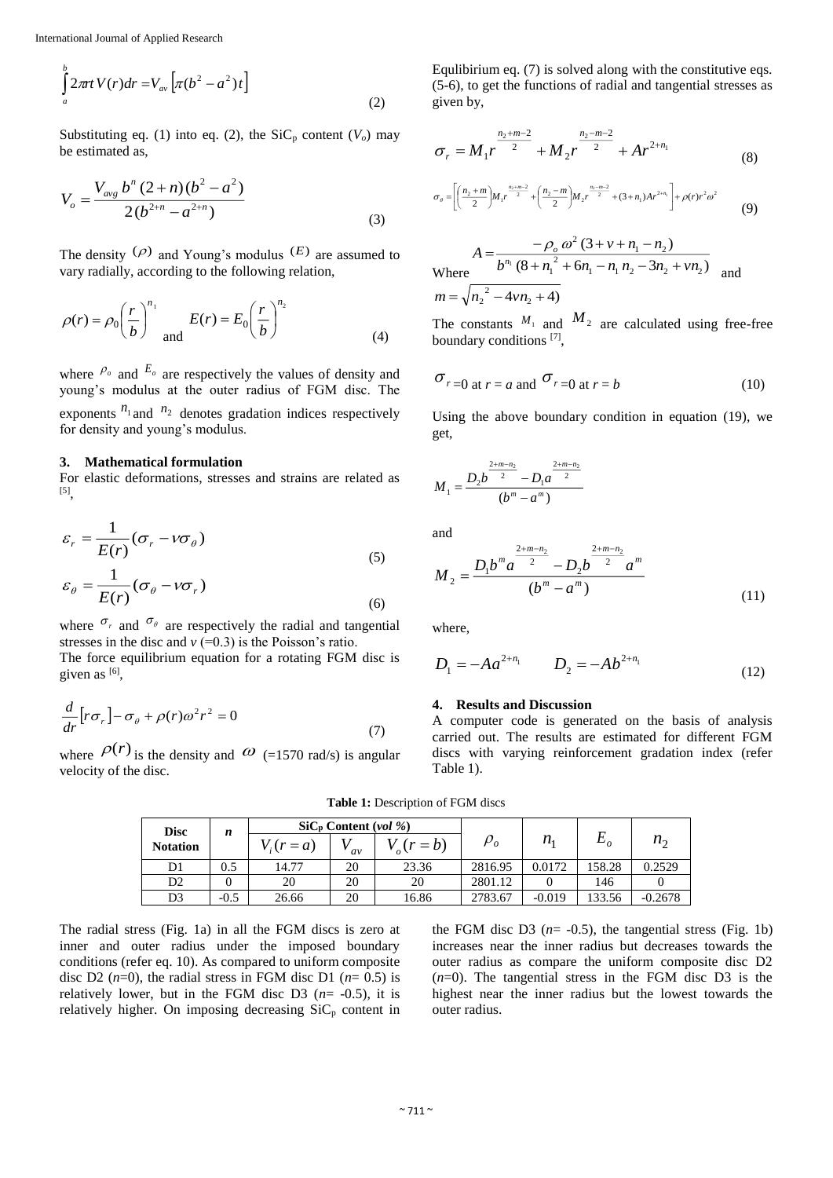$$\int_a^b 2\pi r t\, V(r)dr = V_{av}\left[\pi(b^2 - a^2)t\right] \tag{2}$$

Substituting eq. (1) into eq. (2), the $SiC_p$ content ($V_o$) may be estimated as,

$$V_o = \frac{V_{avg}\, b^n (2+n)(b^2 - a^2)}{2(b^{2+n} - a^{2+n})} \tag{3}$$

The density $(\rho)$ and Young's modulus $(E)$ are assumed to vary radially, according to the following relation,

$$\rho(r) = \rho_0 \left(\frac{r}{b}\right)^{n_1} \quad \text{and} \quad E(r) = E_0 \left(\frac{r}{b}\right)^{n_2} \tag{4}$$

where $\rho_o$ and $E_o$ are respectively the values of density and young's modulus at the outer radius of FGM disc. The exponents $n_1$ and $n_2$ denotes gradation indices respectively for density and young's modulus.

## 3. Mathematical formulation

For elastic deformations, stresses and strains are related as [5],

$$\varepsilon_r = \frac{1}{E(r)}(\sigma_r - \nu\sigma_\theta) \tag{5}$$

$$\varepsilon_\theta = \frac{1}{E(r)}(\sigma_\theta - \nu\sigma_r) \tag{6}$$

where $\sigma_r$ and $\sigma_\theta$ are respectively the radial and tangential stresses in the disc and $v$ (=0.3) is the Poisson's ratio.

The force equilibrium equation for a rotating FGM disc is given as [6],

$$\frac{d}{dr}\left[r\sigma_r\right] - \sigma_\theta + \rho(r)\omega^2 r^2 = 0 \tag{7}$$

where $\rho(r)$ is the density and $\omega$ (=1570 rad/s) is angular velocity of the disc.

Equlibirium eq. (7) is solved along with the constitutive eqs. (5-6), to get the functions of radial and tangential stresses as given by,

$$\sigma_r = M_1 r^{\frac{n_2+m-2}{2}} + M_2 r^{\frac{n_2-m-2}{2}} + A r^{2+n_1} \tag{8}$$

$$\sigma_\theta = \left[\left(\frac{n_2+m}{2}\right) M_1 r^{\frac{n_2+m-2}{2}} + \left(\frac{n_2-m}{2}\right) M_2 r^{\frac{n_2-m-2}{2}} + (3+n_1) A r^{2+n_1}\right] + \rho(r) r^2 \omega^2 \tag{9}$$

Where $A = \dfrac{-\rho_o\, \omega^2 (3+v+n_1-n_2)}{b^{n_1}(8+n_1^2+6n_1-n_1 n_2-3n_2+vn_2)}$ and $m = \sqrt{n_2^2 - 4vn_2 + 4)}$

The constants $M_1$ and $M_2$ are calculated using free-free boundary conditions [7],

$$\sigma_r = 0 \text{ at } r = a \text{ and } \sigma_r = 0 \text{ at } r = b \tag{10}$$

Using the above boundary condition in equation (19), we get,

$$M_1 = \frac{D_2 b^{\frac{2+m-n_2}{2}} - D_1 a^{\frac{2+m-n_2}{2}}}{(b^m - a^m)}$$

and

$$M_2 = \frac{D_1 b^m a^{\frac{2+m-n_2}{2}} - D_2 b^{\frac{2+m-n_2}{2}} a^m}{(b^m - a^m)} \tag{11}$$

where,

$$D_1 = -Aa^{2+n_1} \qquad D_2 = -Ab^{2+n_1} \tag{12}$$

## 4. Results and Discussion

A computer code is generated on the basis of analysis carried out. The results are estimated for different FGM discs with varying reinforcement gradation index (refer Table 1).

**Table 1:** Description of FGM discs

| Disc Notation | $n$ | $SiC_P$ Content (*vol %*) | | | $\rho_o$ | $n_1$ | $E_o$ | $n_2$ |
|---|---|---|---|---|---|---|---|---|
| | | $V_i(r=a)$ | $V_{av}$ | $V_o(r=b)$ | | | | |
| D1 | 0.5 | 14.77 | 20 | 23.36 | 2816.95 | 0.0172 | 158.28 | 0.2529 |
| D2 | 0 | 20 | 20 | 20 | 2801.12 | 0 | 146 | 0 |
| D3 | -0.5 | 26.66 | 20 | 16.86 | 2783.67 | -0.019 | 133.56 | -0.2678 |

The radial stress (Fig. 1a) in all the FGM discs is zero at inner and outer radius under the imposed boundary conditions (refer eq. 10). As compared to uniform composite disc D2 ($n$=0), the radial stress in FGM disc D1 ($n$= 0.5) is relatively lower, but in the FGM disc D3 ($n$= -0.5), it is relatively higher. On imposing decreasing $SiC_p$ content in the FGM disc D3 ($n$= -0.5), the tangential stress (Fig. 1b) increases near the inner radius but decreases towards the outer radius as compare the uniform composite disc D2 ($n$=0). The tangential stress in the FGM disc D3 is the highest near the inner radius but the lowest towards the outer radius.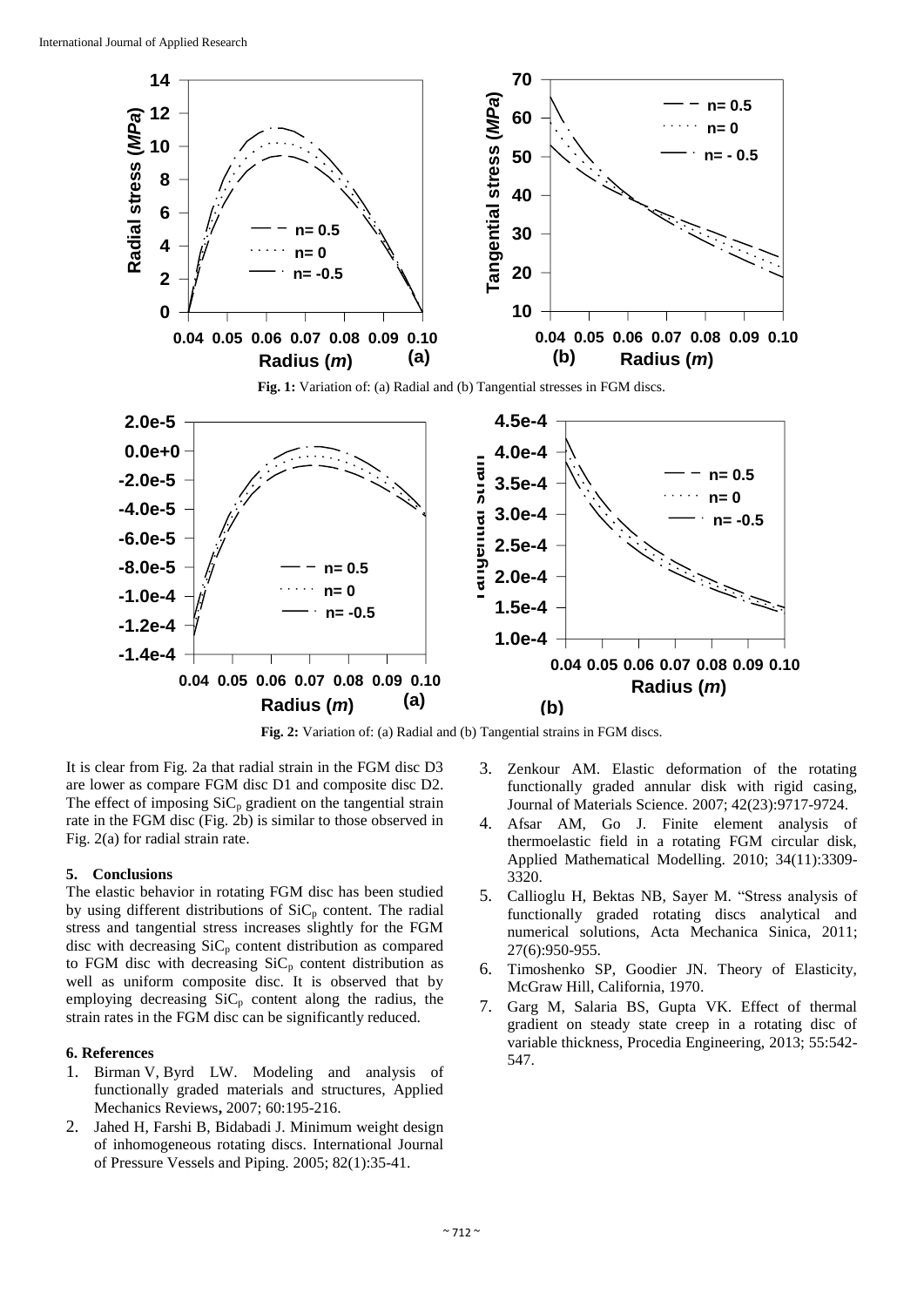14
12
10
8
6
4
2
0
Radial stress (*MPa*)
0.04 0.05 0.06 0.07 0.08 0.09 0.10
Radius (*m*)
(a)
n= 0.5
n= 0
n= -0.5

70
60
50
40
30
20
10
Tangential stress (*MPa*)
0.04 0.05 0.06 0.07 0.08 0.09 0.10
(b)
Radius (*m*)
n= 0.5
n= 0
n= - 0.5

**Fig. 1:** Variation of: (a) Radial and (b) Tangential stresses in FGM discs.

2.0e-5
0.0e+0
-2.0e-5
-4.0e-5
-6.0e-5
-8.0e-5
-1.0e-4
-1.2e-4
-1.4e-4
0.04 0.05 0.06 0.07 0.08 0.09 0.10
Radius (*m*)
(a)
n= 0.5
n= 0
n= -0.5

4.5e-4
4.0e-4
3.5e-4
3.0e-4
2.5e-4
2.0e-4
1.5e-4
1.0e-4
Tangential strain
0.04 0.05 0.06 0.07 0.08 0.09 0.10
Radius (*m*)
(b)
n= 0.5
n= 0
n= -0.5

**Fig. 2:** Variation of: (a) Radial and (b) Tangential strains in FGM discs.

It is clear from Fig. 2a that radial strain in the FGM disc D3 are lower as compare FGM disc D1 and composite disc D2. The effect of imposing $SiC_p$ gradient on the tangential strain rate in the FGM disc (Fig. 2b) is similar to those observed in Fig. 2(a) for radial strain rate.

## 5. Conclusions

The elastic behavior in rotating FGM disc has been studied by using different distributions of $SiC_p$ content. The radial stress and tangential stress increases slightly for the FGM disc with decreasing $SiC_p$ content distribution as compared to FGM disc with decreasing $SiC_p$ content distribution as well as uniform composite disc. It is observed that by employing decreasing $SiC_p$ content along the radius, the strain rates in the FGM disc can be significantly reduced.

## 6. References

1. Birman V, Byrd LW. Modeling and analysis of functionally graded materials and structures, Applied Mechanics Reviews**,** 2007; 60:195-216.
2. Jahed H, Farshi B, Bidabadi J. Minimum weight design of inhomogeneous rotating discs. International Journal of Pressure Vessels and Piping. 2005; 82(1):35-41.
3. Zenkour AM. Elastic deformation of the rotating functionally graded annular disk with rigid casing, Journal of Materials Science. 2007; 42(23):9717-9724.
4. Afsar AM, Go J. Finite element analysis of thermoelastic field in a rotating FGM circular disk, Applied Mathematical Modelling. 2010; 34(11):3309-3320.
5. Callioglu H, Bektas NB, Sayer M. "Stress analysis of functionally graded rotating discs analytical and numerical solutions, Acta Mechanica Sinica, 2011; 27(6):950-955.
6. Timoshenko SP, Goodier JN. Theory of Elasticity, McGraw Hill, California, 1970.
7. Garg M, Salaria BS, Gupta VK. Effect of thermal gradient on steady state creep in a rotating disc of variable thickness, Procedia Engineering, 2013; 55:542-547.